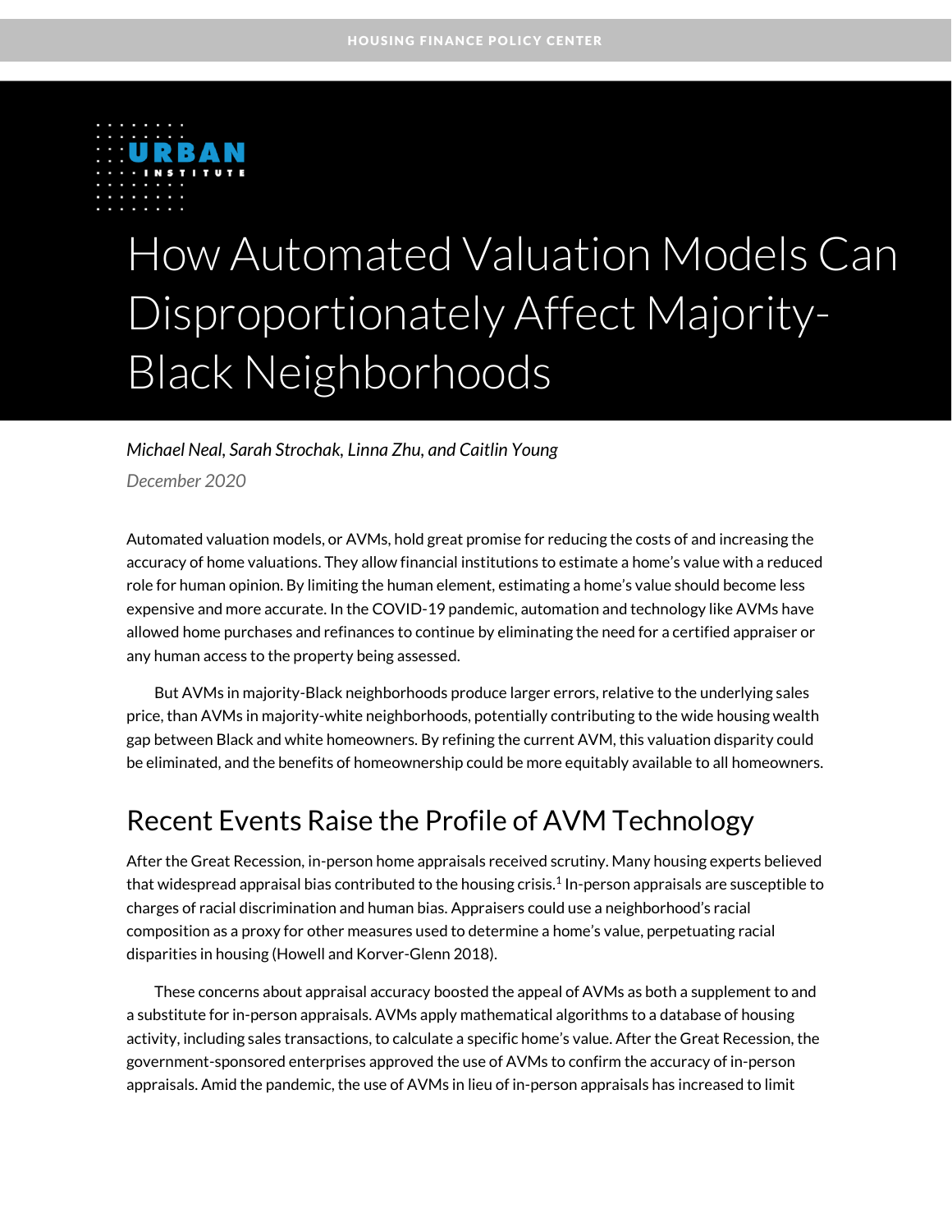# How Automated Valuation Models Can Disproportionately Affect Majority-Black Neighborhoods

*Michael Neal, Sarah Strochak, Linna Zhu, and Caitlin Young*

*December 2020*

Automated valuation models, or AVMs, hold great promise for reducing the costs of and increasing the accuracy of home valuations. They allow financial institutions to estimate a home's value with a reduced role for human opinion. By limiting the human element, estimating a home's value should become less expensive and more accurate. In the COVID-19 pandemic, automation and technology like AVMs have allowed home purchases and refinances to continue by eliminating the need for a certified appraiser or any human access to the property being assessed.

But AVMs in majority-Black neighborhoods produce larger errors, relative to the underlying sales price, than AVMs in majority-white neighborhoods, potentially contributing to the wide housing wealth gap between Black and white homeowners. By refining the current AVM, this valuation disparity could be eliminated, and the benefits of homeownership could be more equitably available to all homeowners.

## Recent Events Raise the Profile of AVM Technology

After the Great Recession, in-person home appraisals received scrutiny. Many housing experts believed that widespread appraisal bias contributed to the housing crisis.[1] In-person appraisals are susceptible to charges of racial discrimination and human bias. Appraisers could use a neighborhood's racial composition as a proxy for other measures used to determine a home's value, perpetuating racial disparities in housing (Howell and Korver-Glenn 2018).

These concerns about appraisal accuracy boosted the appeal of AVMs as both a supplement to and a substitute for in-person appraisals. AVMs apply mathematical algorithms to a database of housing activity, including sales transactions, to calculate a specific home's value. After the Great Recession, the government-sponsored enterprises approved the use of AVMs to confirm the accuracy of in-person appraisals. Amid the pandemic, the use of AVMs in lieu of in-person appraisals has increased to limit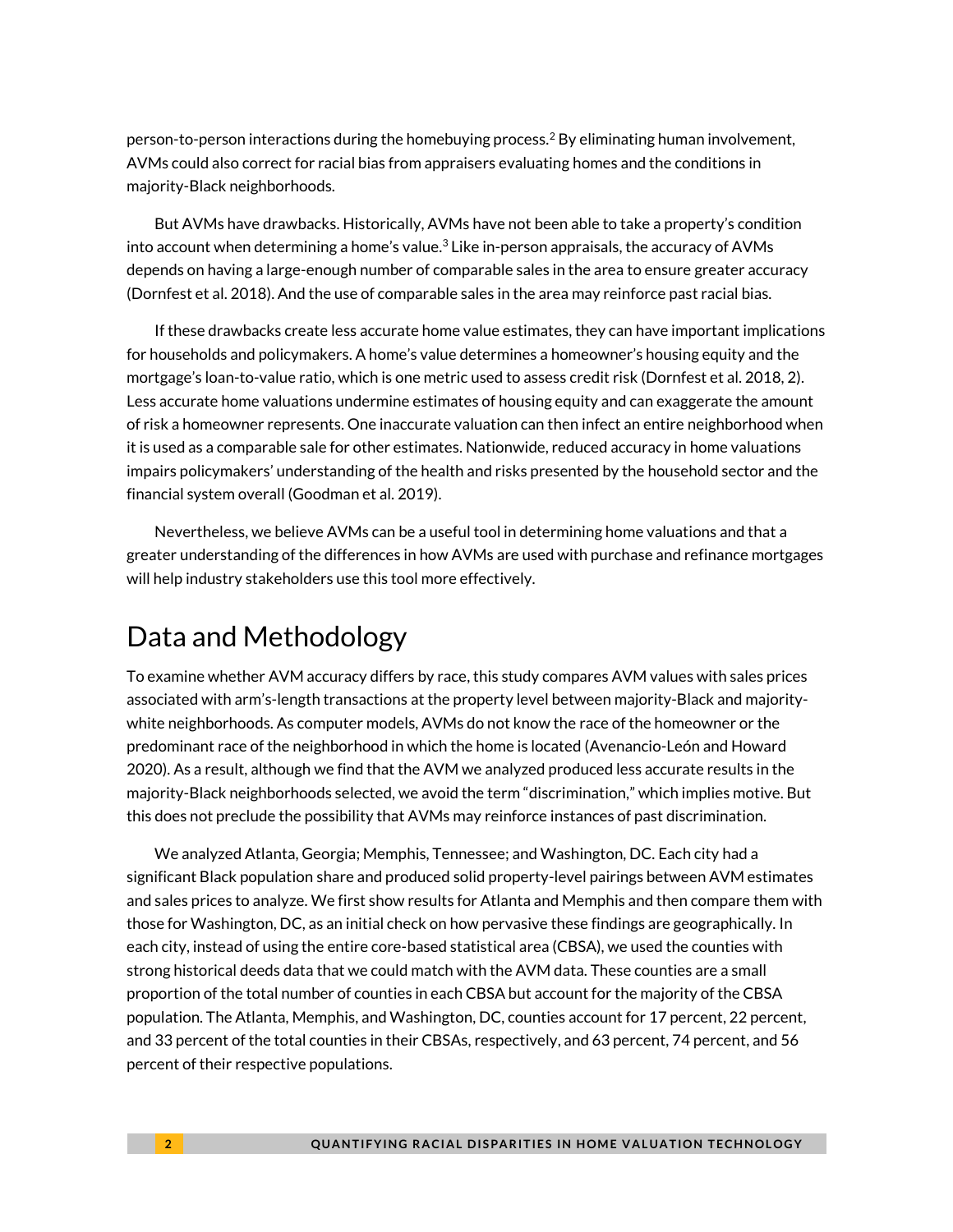person-to-person interactions during the homebuying process.[2] By eliminating human involvement, AVMs could also correct for racial bias from appraisers evaluating homes and the conditions in majority-Black neighborhoods.

But AVMs have drawbacks. Historically, AVMs have not been able to take a property's condition into account when determining a home's value.[3] Like in-person appraisals, the accuracy of AVMs depends on having a large-enough number of comparable sales in the area to ensure greater accuracy (Dornfest et al. 2018). And the use of comparable sales in the area may reinforce past racial bias.

If these drawbacks create less accurate home value estimates, they can have important implications for households and policymakers. A home's value determines a homeowner's housing equity and the mortgage's loan-to-value ratio, which is one metric used to assess credit risk (Dornfest et al. 2018, 2). Less accurate home valuations undermine estimates of housing equity and can exaggerate the amount of risk a homeowner represents. One inaccurate valuation can then infect an entire neighborhood when it is used as a comparable sale for other estimates. Nationwide, reduced accuracy in home valuations impairs policymakers' understanding of the health and risks presented by the household sector and the financial system overall (Goodman et al. 2019).

Nevertheless, we believe AVMs can be a useful tool in determining home valuations and that a greater understanding of the differences in how AVMs are used with purchase and refinance mortgages will help industry stakeholders use this tool more effectively.

## Data and Methodology

To examine whether AVM accuracy differs by race, this study compares AVM values with sales prices associated with arm's-length transactions at the property level between majority-Black and majority-white neighborhoods. As computer models, AVMs do not know the race of the homeowner or the predominant race of the neighborhood in which the home is located (Avenancio-León and Howard 2020). As a result, although we find that the AVM we analyzed produced less accurate results in the majority-Black neighborhoods selected, we avoid the term "discrimination," which implies motive. But this does not preclude the possibility that AVMs may reinforce instances of past discrimination.

We analyzed Atlanta, Georgia; Memphis, Tennessee; and Washington, DC. Each city had a significant Black population share and produced solid property-level pairings between AVM estimates and sales prices to analyze. We first show results for Atlanta and Memphis and then compare them with those for Washington, DC, as an initial check on how pervasive these findings are geographically. In each city, instead of using the entire core-based statistical area (CBSA), we used the counties with strong historical deeds data that we could match with the AVM data. These counties are a small proportion of the total number of counties in each CBSA but account for the majority of the CBSA population. The Atlanta, Memphis, and Washington, DC, counties account for 17 percent, 22 percent, and 33 percent of the total counties in their CBSAs, respectively, and 63 percent, 74 percent, and 56 percent of their respective populations.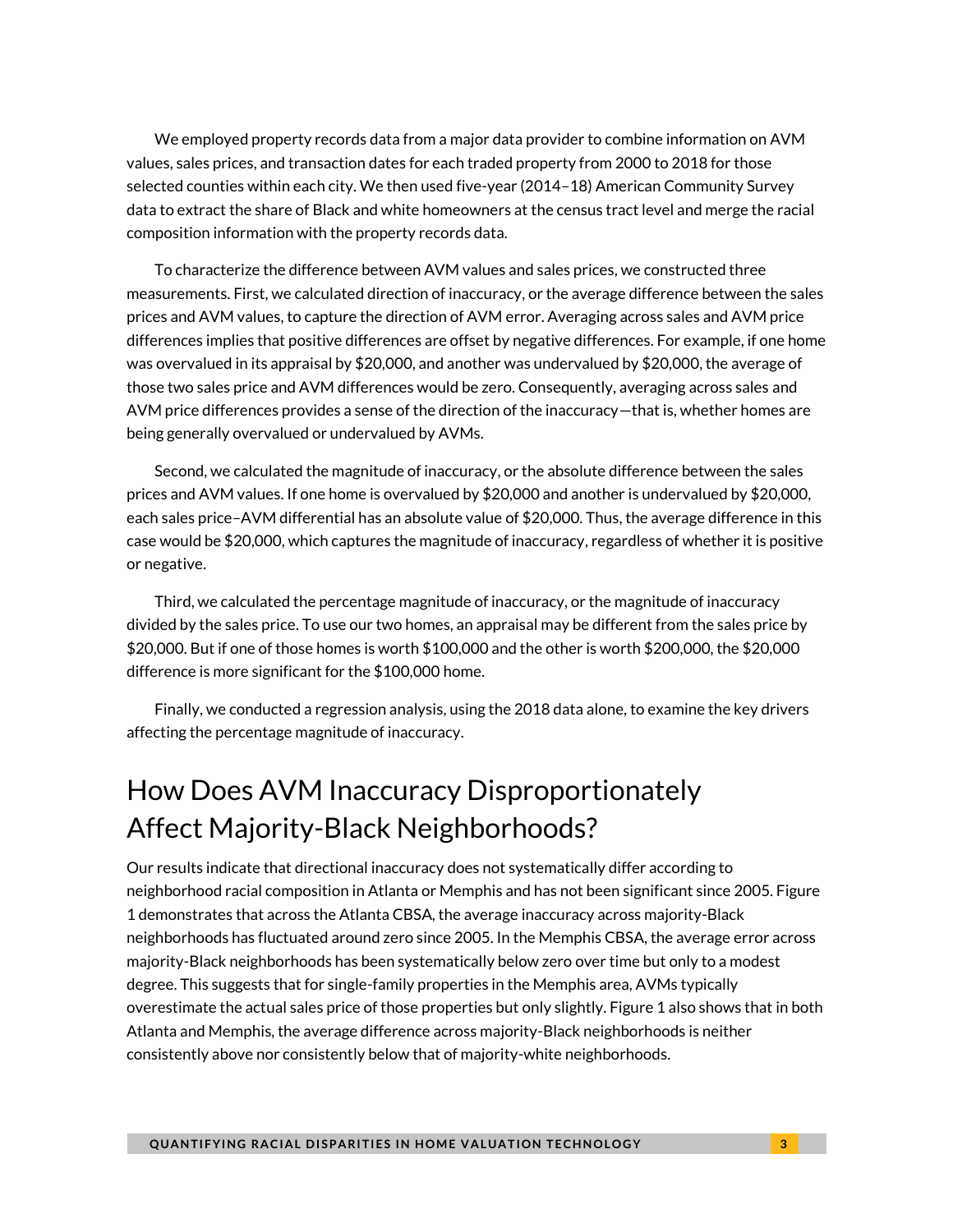We employed property records data from a major data provider to combine information on AVM values, sales prices, and transaction dates for each traded property from 2000 to 2018 for those selected counties within each city. We then used five-year (2014–18) American Community Survey data to extract the share of Black and white homeowners at the census tract level and merge the racial composition information with the property records data.

To characterize the difference between AVM values and sales prices, we constructed three measurements. First, we calculated direction of inaccuracy, or the average difference between the sales prices and AVM values, to capture the direction of AVM error. Averaging across sales and AVM price differences implies that positive differences are offset by negative differences. For example, if one home was overvalued in its appraisal by $20,000, and another was undervalued by $20,000, the average of those two sales price and AVM differences would be zero. Consequently, averaging across sales and AVM price differences provides a sense of the direction of the inaccuracy—that is, whether homes are being generally overvalued or undervalued by AVMs.

Second, we calculated the magnitude of inaccuracy, or the absolute difference between the sales prices and AVM values. If one home is overvalued by $20,000 and another is undervalued by $20,000, each sales price–AVM differential has an absolute value of $20,000. Thus, the average difference in this case would be $20,000, which captures the magnitude of inaccuracy, regardless of whether it is positive or negative.

Third, we calculated the percentage magnitude of inaccuracy, or the magnitude of inaccuracy divided by the sales price. To use our two homes, an appraisal may be different from the sales price by $20,000. But if one of those homes is worth $100,000 and the other is worth $200,000, the $20,000 difference is more significant for the $100,000 home.

Finally, we conducted a regression analysis, using the 2018 data alone, to examine the key drivers affecting the percentage magnitude of inaccuracy.

# How Does AVM Inaccuracy Disproportionately Affect Majority-Black Neighborhoods?

Our results indicate that directional inaccuracy does not systematically differ according to neighborhood racial composition in Atlanta or Memphis and has not been significant since 2005. Figure 1 demonstrates that across the Atlanta CBSA, the average inaccuracy across majority-Black neighborhoods has fluctuated around zero since 2005. In the Memphis CBSA, the average error across majority-Black neighborhoods has been systematically below zero over time but only to a modest degree. This suggests that for single-family properties in the Memphis area, AVMs typically overestimate the actual sales price of those properties but only slightly. Figure 1 also shows that in both Atlanta and Memphis, the average difference across majority-Black neighborhoods is neither consistently above nor consistently below that of majority-white neighborhoods.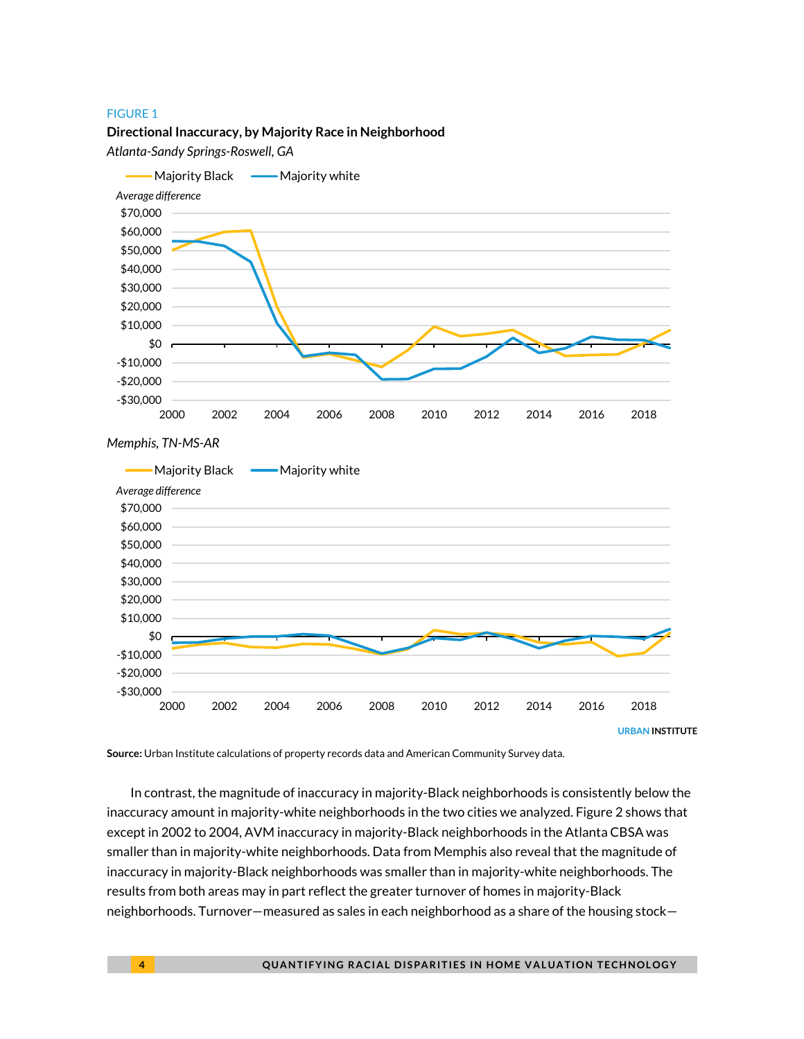FIGURE 1

**Directional Inaccuracy, by Majority Race in Neighborhood**

*Atlanta-Sandy Springs-Roswell, GA*

Majority Black — Majority white

*Average difference*

$70,000
$60,000
$50,000
$40,000
$30,000
$20,000
$10,000
$0
-$10,000
-$20,000
-$30,000

2000 2002 2004 2006 2008 2010 2012 2014 2016 2018

*Memphis, TN-MS-AR*

Majority Black — Majority white

*Average difference*

$70,000
$60,000
$50,000
$40,000
$30,000
$20,000
$10,000
$0
-$10,000
-$20,000
-$30,000

2000 2002 2004 2006 2008 2010 2012 2014 2016 2018

URBAN INSTITUTE

**Source:** Urban Institute calculations of property records data and American Community Survey data.

In contrast, the magnitude of inaccuracy in majority-Black neighborhoods is consistently below the inaccuracy amount in majority-white neighborhoods in the two cities we analyzed. Figure 2 shows that except in 2002 to 2004, AVM inaccuracy in majority-Black neighborhoods in the Atlanta CBSA was smaller than in majority-white neighborhoods. Data from Memphis also reveal that the magnitude of inaccuracy in majority-Black neighborhoods was smaller than in majority-white neighborhoods. The results from both areas may in part reflect the greater turnover of homes in majority-Black neighborhoods. Turnover—measured as sales in each neighborhood as a share of the housing stock—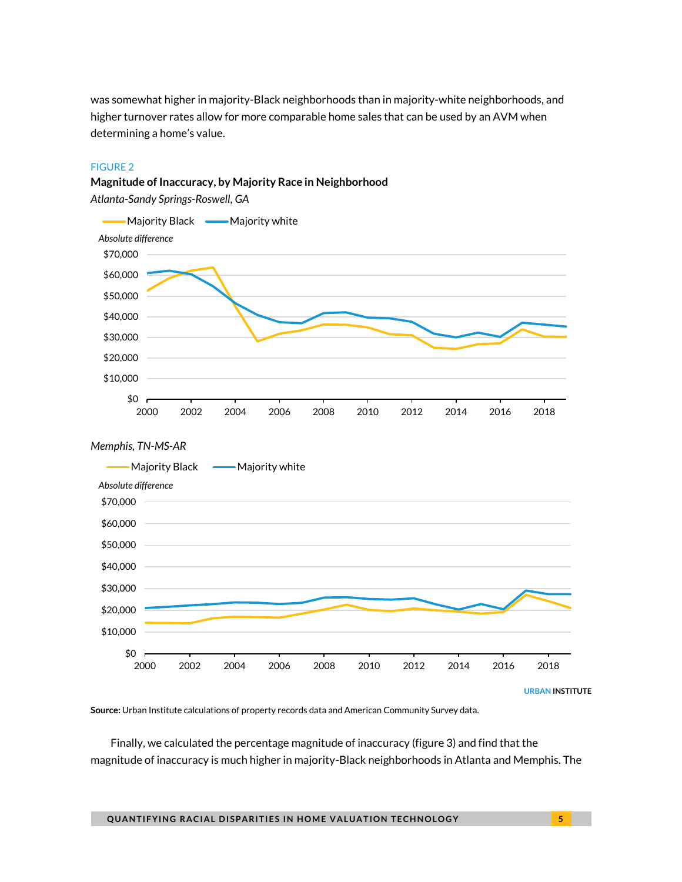was somewhat higher in majority-Black neighborhoods than in majority-white neighborhoods, and higher turnover rates allow for more comparable home sales that can be used by an AVM when determining a home's value.

FIGURE 2

**Magnitude of Inaccuracy, by Majority Race in Neighborhood**

*Atlanta-Sandy Springs-Roswell, GA*

Majority Black — Majority white

*Absolute difference*

$70,000
$60,000
$50,000
$40,000
$30,000
$20,000
$10,000
$0

2000 2002 2004 2006 2008 2010 2012 2014 2016 2018

*Memphis, TN-MS-AR*

Majority Black — Majority white

*Absolute difference*

$70,000
$60,000
$50,000
$40,000
$30,000
$20,000
$10,000
$0

2000 2002 2004 2006 2008 2010 2012 2014 2016 2018

URBAN INSTITUTE

**Source:** Urban Institute calculations of property records data and American Community Survey data.

Finally, we calculated the percentage magnitude of inaccuracy (figure 3) and find that the magnitude of inaccuracy is much higher in majority-Black neighborhoods in Atlanta and Memphis. The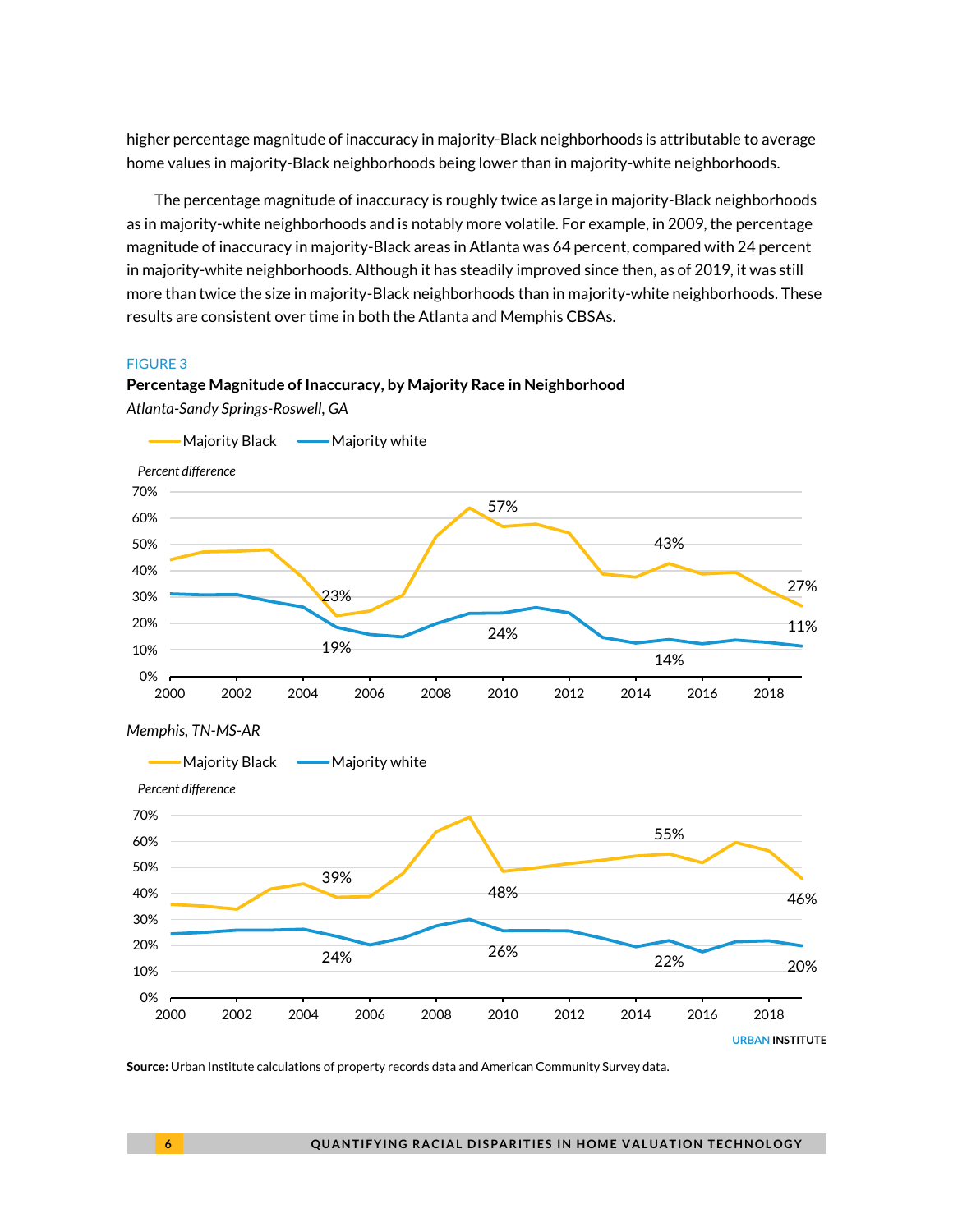higher percentage magnitude of inaccuracy in majority-Black neighborhoods is attributable to average home values in majority-Black neighborhoods being lower than in majority-white neighborhoods.

The percentage magnitude of inaccuracy is roughly twice as large in majority-Black neighborhoods as in majority-white neighborhoods and is notably more volatile. For example, in 2009, the percentage magnitude of inaccuracy in majority-Black areas in Atlanta was 64 percent, compared with 24 percent in majority-white neighborhoods. Although it has steadily improved since then, as of 2019, it was still more than twice the size in majority-Black neighborhoods than in majority-white neighborhoods. These results are consistent over time in both the Atlanta and Memphis CBSAs.

FIGURE 3

**Percentage Magnitude of Inaccuracy, by Majority Race in Neighborhood**

*Atlanta-Sandy Springs-Roswell, GA*

Majority Black — Majority white

*Percent difference*

Labeled values: Majority Black: 23% (2005), 57% (2010), 43% (2015), 27% (2019); Majority white: 19% (2005), 24% (2010), 14% (2015), 11% (2019)

*Memphis, TN-MS-AR*

Majority Black — Majority white

*Percent difference*

Labeled values: Majority Black: 39% (2005), 48% (2010), 55% (2015), 46% (2019); Majority white: 24% (2005), 26% (2010), 22% (2015), 20% (2019)

URBAN INSTITUTE

**Source:** Urban Institute calculations of property records data and American Community Survey data.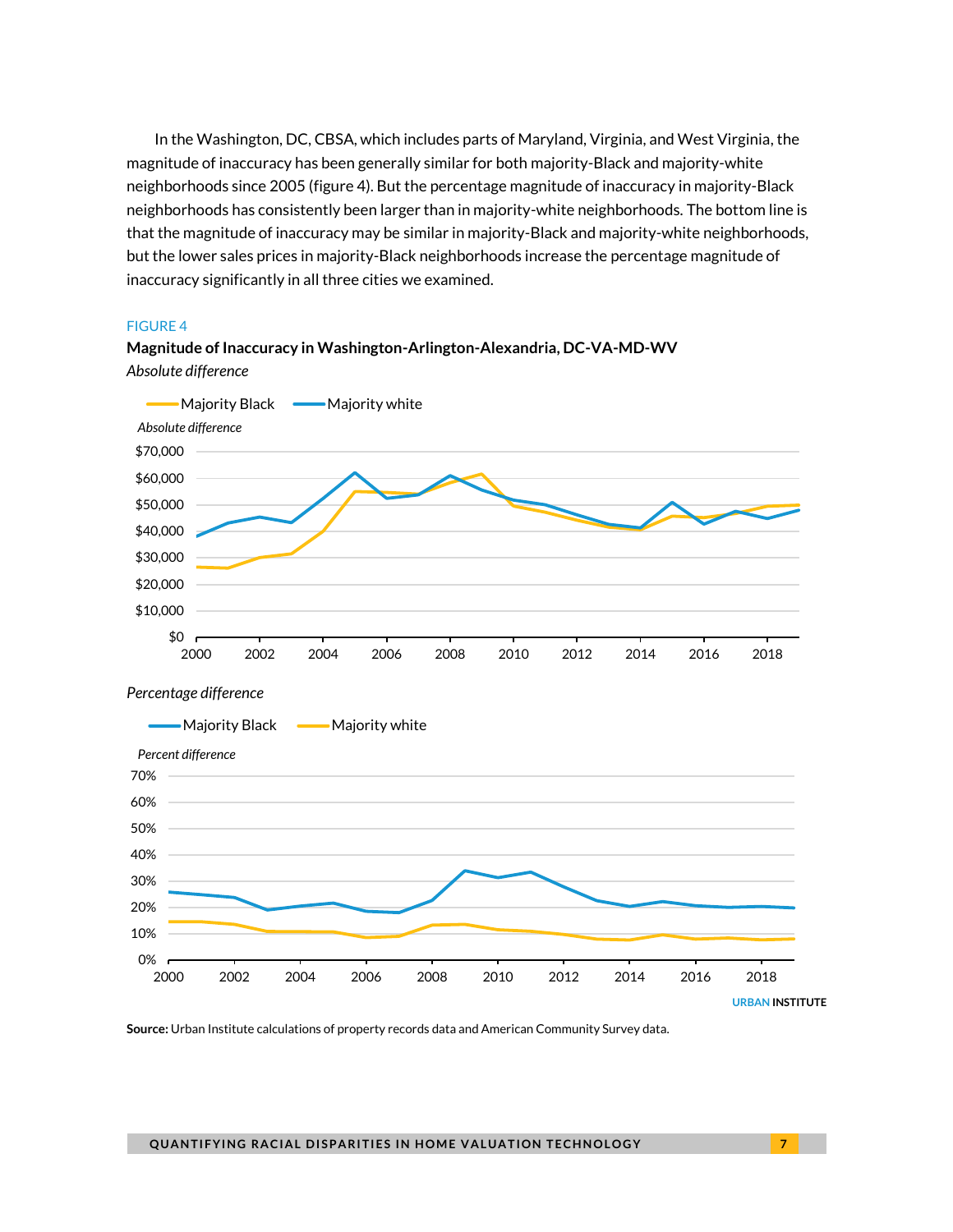In the Washington, DC, CBSA, which includes parts of Maryland, Virginia, and West Virginia, the magnitude of inaccuracy has been generally similar for both majority-Black and majority-white neighborhoods since 2005 (figure 4). But the percentage magnitude of inaccuracy in majority-Black neighborhoods has consistently been larger than in majority-white neighborhoods. The bottom line is that the magnitude of inaccuracy may be similar in majority-Black and majority-white neighborhoods, but the lower sales prices in majority-Black neighborhoods increase the percentage magnitude of inaccuracy significantly in all three cities we examined.

FIGURE 4

**Magnitude of Inaccuracy in Washington-Arlington-Alexandria, DC-VA-MD-WV**

*Absolute difference*

*Percentage difference*

**Source:** Urban Institute calculations of property records data and American Community Survey data.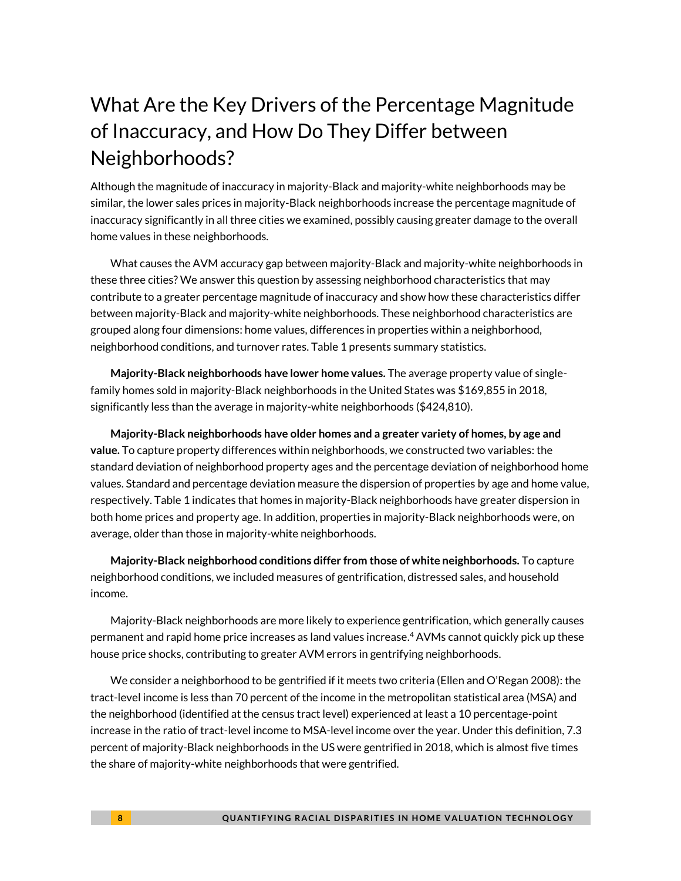# What Are the Key Drivers of the Percentage Magnitude of Inaccuracy, and How Do They Differ between Neighborhoods?

Although the magnitude of inaccuracy in majority-Black and majority-white neighborhoods may be similar, the lower sales prices in majority-Black neighborhoods increase the percentage magnitude of inaccuracy significantly in all three cities we examined, possibly causing greater damage to the overall home values in these neighborhoods.

What causes the AVM accuracy gap between majority-Black and majority-white neighborhoods in these three cities? We answer this question by assessing neighborhood characteristics that may contribute to a greater percentage magnitude of inaccuracy and show how these characteristics differ between majority-Black and majority-white neighborhoods. These neighborhood characteristics are grouped along four dimensions: home values, differences in properties within a neighborhood, neighborhood conditions, and turnover rates. Table 1 presents summary statistics.

**Majority-Black neighborhoods have lower home values.** The average property value of single-family homes sold in majority-Black neighborhoods in the United States was $169,855 in 2018, significantly less than the average in majority-white neighborhoods ($424,810).

**Majority-Black neighborhoods have older homes and a greater variety of homes, by age and value.** To capture property differences within neighborhoods, we constructed two variables: the standard deviation of neighborhood property ages and the percentage deviation of neighborhood home values. Standard and percentage deviation measure the dispersion of properties by age and home value, respectively. Table 1 indicates that homes in majority-Black neighborhoods have greater dispersion in both home prices and property age. In addition, properties in majority-Black neighborhoods were, on average, older than those in majority-white neighborhoods.

**Majority-Black neighborhood conditions differ from those of white neighborhoods.** To capture neighborhood conditions, we included measures of gentrification, distressed sales, and household income.

Majority-Black neighborhoods are more likely to experience gentrification, which generally causes permanent and rapid home price increases as land values increase.[4] AVMs cannot quickly pick up these house price shocks, contributing to greater AVM errors in gentrifying neighborhoods.

We consider a neighborhood to be gentrified if it meets two criteria (Ellen and O'Regan 2008): the tract-level income is less than 70 percent of the income in the metropolitan statistical area (MSA) and the neighborhood (identified at the census tract level) experienced at least a 10 percentage-point increase in the ratio of tract-level income to MSA-level income over the year. Under this definition, 7.3 percent of majority-Black neighborhoods in the US were gentrified in 2018, which is almost five times the share of majority-white neighborhoods that were gentrified.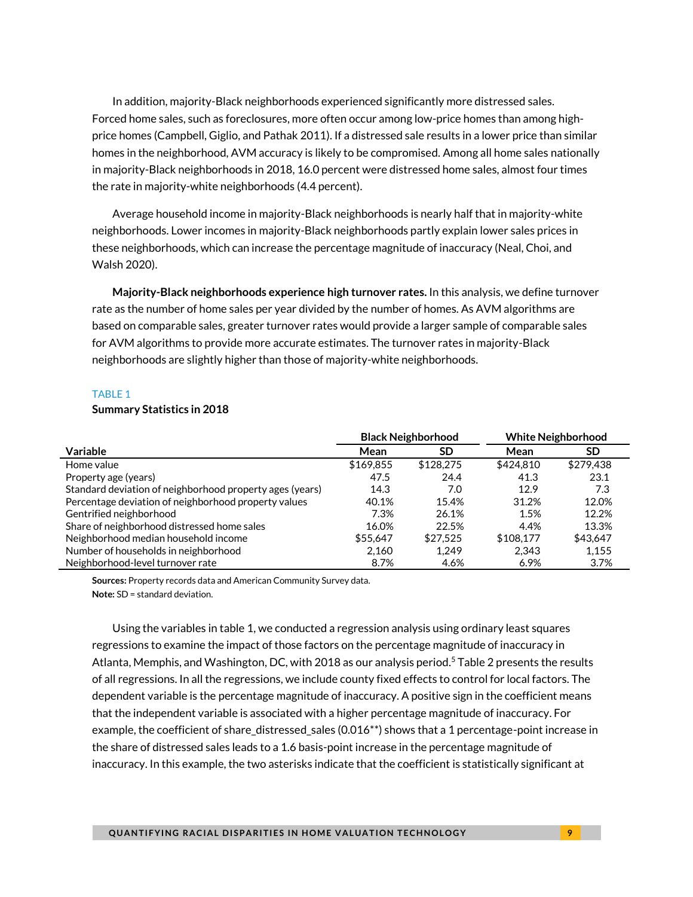In addition, majority-Black neighborhoods experienced significantly more distressed sales. Forced home sales, such as foreclosures, more often occur among low-price homes than among high-price homes (Campbell, Giglio, and Pathak 2011). If a distressed sale results in a lower price than similar homes in the neighborhood, AVM accuracy is likely to be compromised. Among all home sales nationally in majority-Black neighborhoods in 2018, 16.0 percent were distressed home sales, almost four times the rate in majority-white neighborhoods (4.4 percent).

Average household income in majority-Black neighborhoods is nearly half that in majority-white neighborhoods. Lower incomes in majority-Black neighborhoods partly explain lower sales prices in these neighborhoods, which can increase the percentage magnitude of inaccuracy (Neal, Choi, and Walsh 2020).

**Majority-Black neighborhoods experience high turnover rates.** In this analysis, we define turnover rate as the number of home sales per year divided by the number of homes. As AVM algorithms are based on comparable sales, greater turnover rates would provide a larger sample of comparable sales for AVM algorithms to provide more accurate estimates. The turnover rates in majority-Black neighborhoods are slightly higher than those of majority-white neighborhoods.

TABLE 1

**Summary Statistics in 2018**

| | Black Neighborhood | | White Neighborhood | |
|---|---|---|---|---|
| **Variable** | **Mean** | **SD** | **Mean** | **SD** |
| Home value | $169,855 | $128,275 | $424,810 | $279,438 |
| Property age (years) | 47.5 | 24.4 | 41.3 | 23.1 |
| Standard deviation of neighborhood property ages (years) | 14.3 | 7.0 | 12.9 | 7.3 |
| Percentage deviation of neighborhood property values | 40.1% | 15.4% | 31.2% | 12.0% |
| Gentrified neighborhood | 7.3% | 26.1% | 1.5% | 12.2% |
| Share of neighborhood distressed home sales | 16.0% | 22.5% | 4.4% | 13.3% |
| Neighborhood median household income | $55,647 | $27,525 | $108,177 | $43,647 |
| Number of households in neighborhood | 2,160 | 1,249 | 2,343 | 1,155 |
| Neighborhood-level turnover rate | 8.7% | 4.6% | 6.9% | 3.7% |

**Sources:** Property records data and American Community Survey data.

**Note:** SD = standard deviation.

Using the variables in table 1, we conducted a regression analysis using ordinary least squares regressions to examine the impact of those factors on the percentage magnitude of inaccuracy in Atlanta, Memphis, and Washington, DC, with 2018 as our analysis period.[5] Table 2 presents the results of all regressions. In all the regressions, we include county fixed effects to control for local factors. The dependent variable is the percentage magnitude of inaccuracy. A positive sign in the coefficient means that the independent variable is associated with a higher percentage magnitude of inaccuracy. For example, the coefficient of share_distressed_sales (0.016**) shows that a 1 percentage-point increase in the share of distressed sales leads to a 1.6 basis-point increase in the percentage magnitude of inaccuracy. In this example, the two asterisks indicate that the coefficient is statistically significant at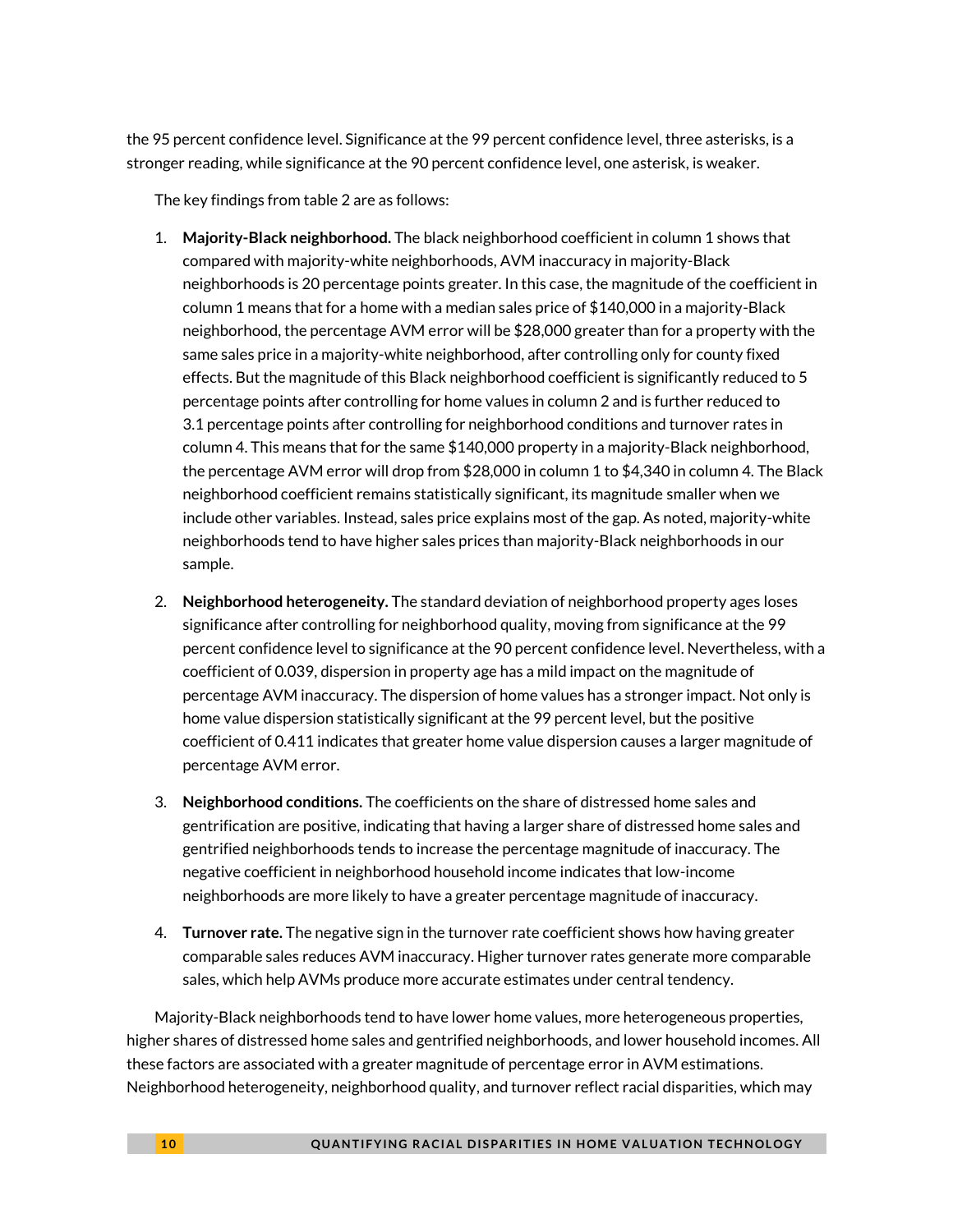the 95 percent confidence level. Significance at the 99 percent confidence level, three asterisks, is a stronger reading, while significance at the 90 percent confidence level, one asterisk, is weaker.

The key findings from table 2 are as follows:

1. **Majority-Black neighborhood.** The black neighborhood coefficient in column 1 shows that compared with majority-white neighborhoods, AVM inaccuracy in majority-Black neighborhoods is 20 percentage points greater. In this case, the magnitude of the coefficient in column 1 means that for a home with a median sales price of $140,000 in a majority-Black neighborhood, the percentage AVM error will be $28,000 greater than for a property with the same sales price in a majority-white neighborhood, after controlling only for county fixed effects. But the magnitude of this Black neighborhood coefficient is significantly reduced to 5 percentage points after controlling for home values in column 2 and is further reduced to 3.1 percentage points after controlling for neighborhood conditions and turnover rates in column 4. This means that for the same $140,000 property in a majority-Black neighborhood, the percentage AVM error will drop from $28,000 in column 1 to $4,340 in column 4. The Black neighborhood coefficient remains statistically significant, its magnitude smaller when we include other variables. Instead, sales price explains most of the gap. As noted, majority-white neighborhoods tend to have higher sales prices than majority-Black neighborhoods in our sample.

2. **Neighborhood heterogeneity.** The standard deviation of neighborhood property ages loses significance after controlling for neighborhood quality, moving from significance at the 99 percent confidence level to significance at the 90 percent confidence level. Nevertheless, with a coefficient of 0.039, dispersion in property age has a mild impact on the magnitude of percentage AVM inaccuracy. The dispersion of home values has a stronger impact. Not only is home value dispersion statistically significant at the 99 percent level, but the positive coefficient of 0.411 indicates that greater home value dispersion causes a larger magnitude of percentage AVM error.

3. **Neighborhood conditions.** The coefficients on the share of distressed home sales and gentrification are positive, indicating that having a larger share of distressed home sales and gentrified neighborhoods tends to increase the percentage magnitude of inaccuracy. The negative coefficient in neighborhood household income indicates that low-income neighborhoods are more likely to have a greater percentage magnitude of inaccuracy.

4. **Turnover rate.** The negative sign in the turnover rate coefficient shows how having greater comparable sales reduces AVM inaccuracy. Higher turnover rates generate more comparable sales, which help AVMs produce more accurate estimates under central tendency.

Majority-Black neighborhoods tend to have lower home values, more heterogeneous properties, higher shares of distressed home sales and gentrified neighborhoods, and lower household incomes. All these factors are associated with a greater magnitude of percentage error in AVM estimations. Neighborhood heterogeneity, neighborhood quality, and turnover reflect racial disparities, which may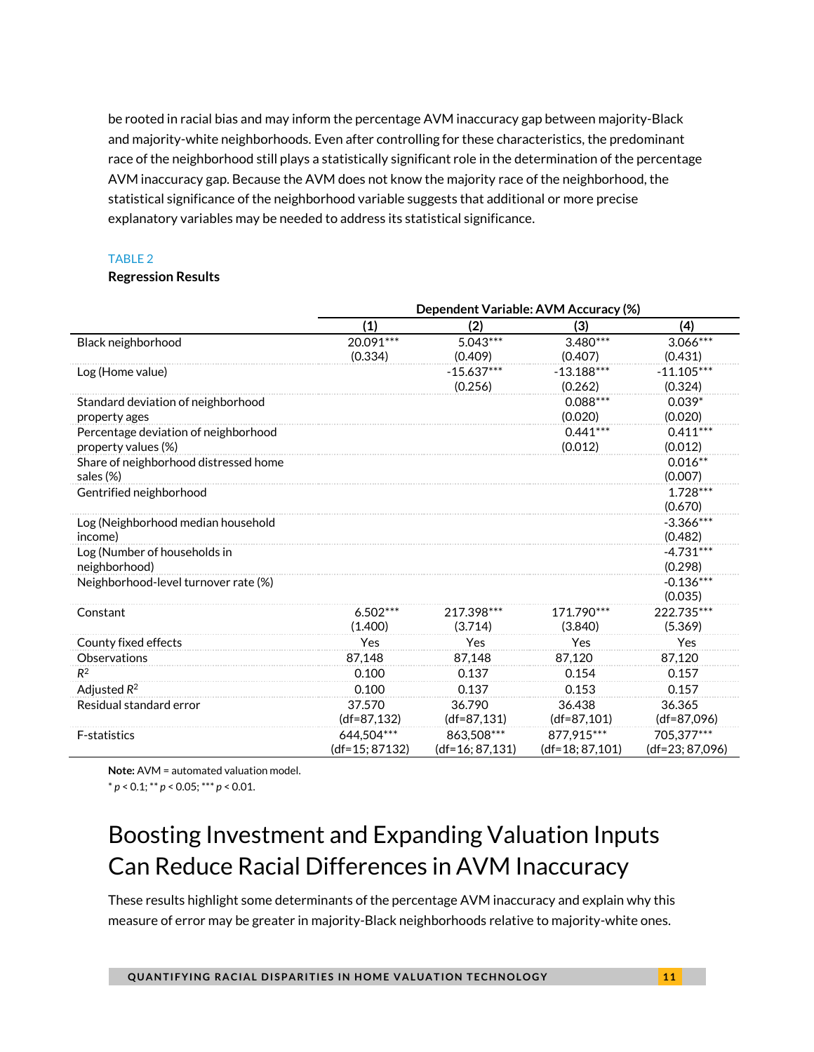be rooted in racial bias and may inform the percentage AVM inaccuracy gap between majority-Black and majority-white neighborhoods. Even after controlling for these characteristics, the predominant race of the neighborhood still plays a statistically significant role in the determination of the percentage AVM inaccuracy gap. Because the AVM does not know the majority race of the neighborhood, the statistical significance of the neighborhood variable suggests that additional or more precise explanatory variables may be needed to address its statistical significance.

TABLE 2

**Regression Results**

| | Dependent Variable: AVM Accuracy (%) | | | |
|---|---|---|---|---|
| | (1) | (2) | (3) | (4) |
| Black neighborhood | 20.091*** (0.334) | 5.043*** (0.409) | 3.480*** (0.407) | 3.066*** (0.431) |
| Log (Home value) | | -15.637*** (0.256) | -13.188*** (0.262) | -11.105*** (0.324) |
| Standard deviation of neighborhood property ages | | | 0.088*** (0.020) | 0.039* (0.020) |
| Percentage deviation of neighborhood property values (%) | | | 0.441*** (0.012) | 0.411*** (0.012) |
| Share of neighborhood distressed home sales (%) | | | | 0.016** (0.007) |
| Gentrified neighborhood | | | | 1.728*** (0.670) |
| Log (Neighborhood median household income) | | | | -3.366*** (0.482) |
| Log (Number of households in neighborhood) | | | | -4.731*** (0.298) |
| Neighborhood-level turnover rate (%) | | | | -0.136*** (0.035) |
| Constant | 6.502*** (1.400) | 217.398*** (3.714) | 171.790*** (3.840) | 222.735*** (5.369) |
| County fixed effects | Yes | Yes | Yes | Yes |
| Observations | 87,148 | 87,148 | 87,120 | 87,120 |
| $R^2$ | 0.100 | 0.137 | 0.154 | 0.157 |
| Adjusted $R^2$ | 0.100 | 0.137 | 0.153 | 0.157 |
| Residual standard error | 37.570 (df=87,132) | 36.790 (df=87,131) | 36.438 (df=87,101) | 36.365 (df=87,096) |
| F-statistics | 644,504*** (df=15; 87132) | 863,508*** (df=16; 87,131) | 877,915*** (df=18; 87,101) | 705,377*** (df=23; 87,096) |

**Note:** AVM = automated valuation model.

* $p < 0.1$; ** $p < 0.05$; *** $p < 0.01$.

# Boosting Investment and Expanding Valuation Inputs Can Reduce Racial Differences in AVM Inaccuracy

These results highlight some determinants of the percentage AVM inaccuracy and explain why this measure of error may be greater in majority-Black neighborhoods relative to majority-white ones.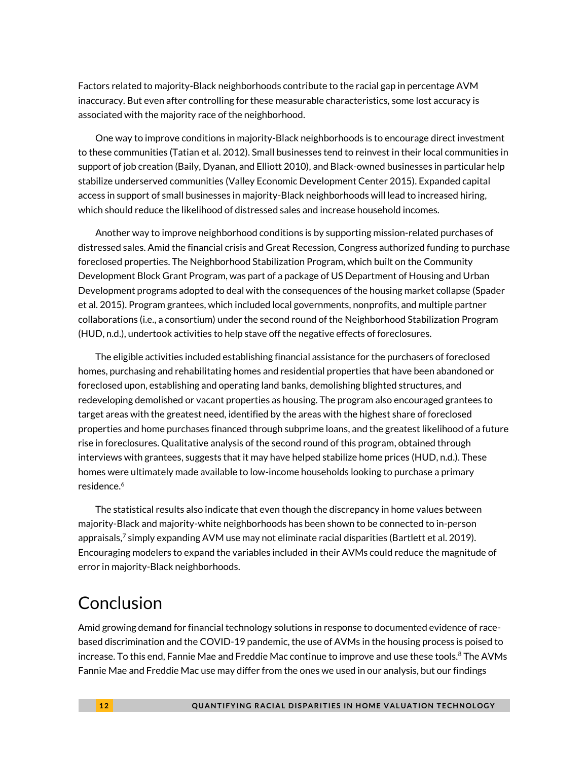Factors related to majority-Black neighborhoods contribute to the racial gap in percentage AVM inaccuracy. But even after controlling for these measurable characteristics, some lost accuracy is associated with the majority race of the neighborhood.

One way to improve conditions in majority-Black neighborhoods is to encourage direct investment to these communities (Tatian et al. 2012). Small businesses tend to reinvest in their local communities in support of job creation (Baily, Dyanan, and Elliott 2010), and Black-owned businesses in particular help stabilize underserved communities (Valley Economic Development Center 2015). Expanded capital access in support of small businesses in majority-Black neighborhoods will lead to increased hiring, which should reduce the likelihood of distressed sales and increase household incomes.

Another way to improve neighborhood conditions is by supporting mission-related purchases of distressed sales. Amid the financial crisis and Great Recession, Congress authorized funding to purchase foreclosed properties. The Neighborhood Stabilization Program, which built on the Community Development Block Grant Program, was part of a package of US Department of Housing and Urban Development programs adopted to deal with the consequences of the housing market collapse (Spader et al. 2015). Program grantees, which included local governments, nonprofits, and multiple partner collaborations (i.e., a consortium) under the second round of the Neighborhood Stabilization Program (HUD, n.d.), undertook activities to help stave off the negative effects of foreclosures.

The eligible activities included establishing financial assistance for the purchasers of foreclosed homes, purchasing and rehabilitating homes and residential properties that have been abandoned or foreclosed upon, establishing and operating land banks, demolishing blighted structures, and redeveloping demolished or vacant properties as housing. The program also encouraged grantees to target areas with the greatest need, identified by the areas with the highest share of foreclosed properties and home purchases financed through subprime loans, and the greatest likelihood of a future rise in foreclosures. Qualitative analysis of the second round of this program, obtained through interviews with grantees, suggests that it may have helped stabilize home prices (HUD, n.d.). These homes were ultimately made available to low-income households looking to purchase a primary residence.[6]

The statistical results also indicate that even though the discrepancy in home values between majority-Black and majority-white neighborhoods has been shown to be connected to in-person appraisals,[7] simply expanding AVM use may not eliminate racial disparities (Bartlett et al. 2019). Encouraging modelers to expand the variables included in their AVMs could reduce the magnitude of error in majority-Black neighborhoods.

## Conclusion

Amid growing demand for financial technology solutions in response to documented evidence of race-based discrimination and the COVID-19 pandemic, the use of AVMs in the housing process is poised to increase. To this end, Fannie Mae and Freddie Mac continue to improve and use these tools.[8] The AVMs Fannie Mae and Freddie Mac use may differ from the ones we used in our analysis, but our findings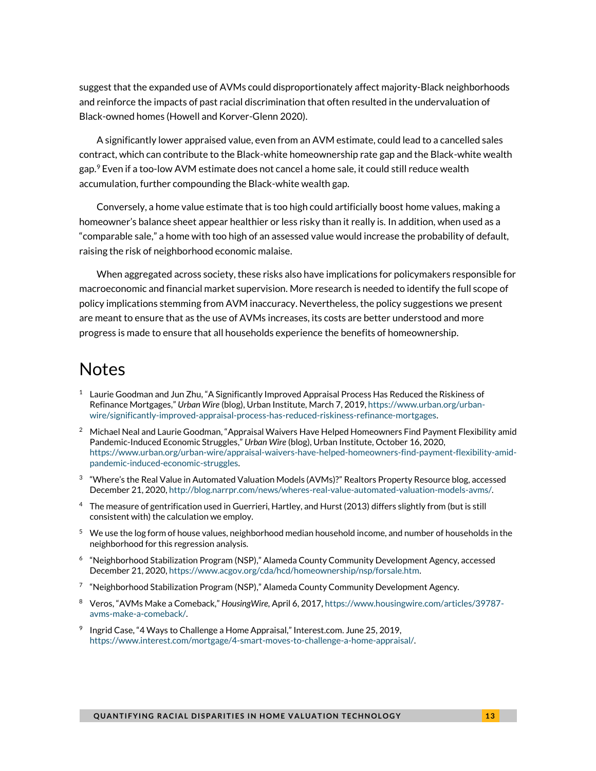suggest that the expanded use of AVMs could disproportionately affect majority-Black neighborhoods and reinforce the impacts of past racial discrimination that often resulted in the undervaluation of Black-owned homes (Howell and Korver-Glenn 2020).

A significantly lower appraised value, even from an AVM estimate, could lead to a cancelled sales contract, which can contribute to the Black-white homeownership rate gap and the Black-white wealth gap.[9] Even if a too-low AVM estimate does not cancel a home sale, it could still reduce wealth accumulation, further compounding the Black-white wealth gap.

Conversely, a home value estimate that is too high could artificially boost home values, making a homeowner's balance sheet appear healthier or less risky than it really is. In addition, when used as a "comparable sale," a home with too high of an assessed value would increase the probability of default, raising the risk of neighborhood economic malaise.

When aggregated across society, these risks also have implications for policymakers responsible for macroeconomic and financial market supervision. More research is needed to identify the full scope of policy implications stemming from AVM inaccuracy. Nevertheless, the policy suggestions we present are meant to ensure that as the use of AVMs increases, its costs are better understood and more progress is made to ensure that all households experience the benefits of homeownership.

# Notes

1. Laurie Goodman and Jun Zhu, "A Significantly Improved Appraisal Process Has Reduced the Riskiness of Refinance Mortgages," *Urban Wire* (blog), Urban Institute, March 7, 2019, https://www.urban.org/urban-wire/significantly-improved-appraisal-process-has-reduced-riskiness-refinance-mortgages.
2. Michael Neal and Laurie Goodman, "Appraisal Waivers Have Helped Homeowners Find Payment Flexibility amid Pandemic-Induced Economic Struggles," *Urban Wire* (blog), Urban Institute, October 16, 2020, https://www.urban.org/urban-wire/appraisal-waivers-have-helped-homeowners-find-payment-flexibility-amid-pandemic-induced-economic-struggles.
3. "Where's the Real Value in Automated Valuation Models (AVMs)?" Realtors Property Resource blog, accessed December 21, 2020, http://blog.narrpr.com/news/wheres-real-value-automated-valuation-models-avms/.
4. The measure of gentrification used in Guerrieri, Hartley, and Hurst (2013) differs slightly from (but is still consistent with) the calculation we employ.
5. We use the log form of house values, neighborhood median household income, and number of households in the neighborhood for this regression analysis.
6. "Neighborhood Stabilization Program (NSP)," Alameda County Community Development Agency, accessed December 21, 2020, https://www.acgov.org/cda/hcd/homeownership/nsp/forsale.htm.
7. "Neighborhood Stabilization Program (NSP)," Alameda County Community Development Agency.
8. Veros, "AVMs Make a Comeback," *HousingWire*, April 6, 2017, https://www.housingwire.com/articles/39787-avms-make-a-comeback/.
9. Ingrid Case, "4 Ways to Challenge a Home Appraisal," Interest.com. June 25, 2019, https://www.interest.com/mortgage/4-smart-moves-to-challenge-a-home-appraisal/.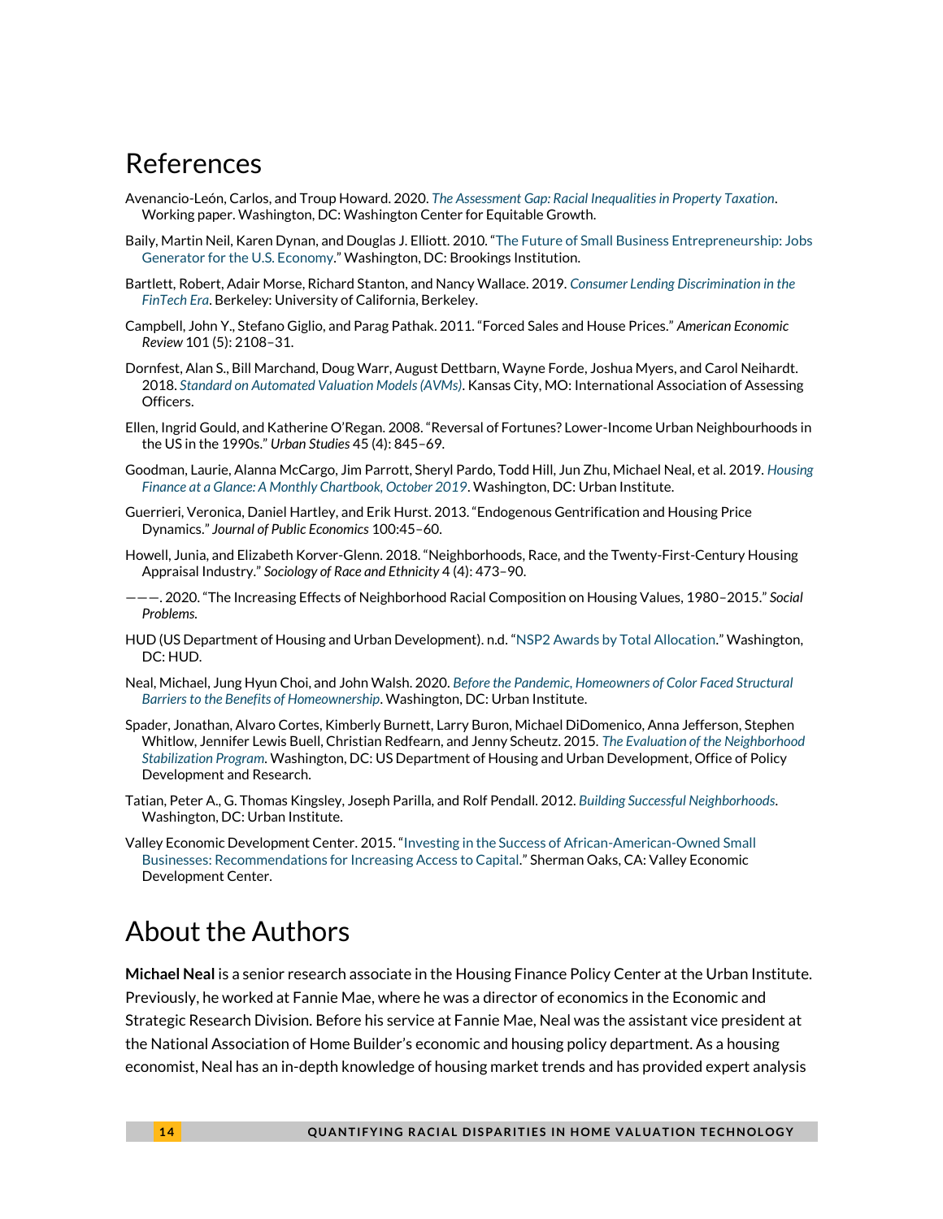# References

Avenancio-León, Carlos, and Troup Howard. 2020. *The Assessment Gap: Racial Inequalities in Property Taxation*. Working paper. Washington, DC: Washington Center for Equitable Growth.

Baily, Martin Neil, Karen Dynan, and Douglas J. Elliott. 2010. "The Future of Small Business Entrepreneurship: Jobs Generator for the U.S. Economy." Washington, DC: Brookings Institution.

Bartlett, Robert, Adair Morse, Richard Stanton, and Nancy Wallace. 2019. *Consumer Lending Discrimination in the FinTech Era*. Berkeley: University of California, Berkeley.

Campbell, John Y., Stefano Giglio, and Parag Pathak. 2011. "Forced Sales and House Prices." *American Economic Review* 101 (5): 2108–31.

Dornfest, Alan S., Bill Marchand, Doug Warr, August Dettbarn, Wayne Forde, Joshua Myers, and Carol Neihardt. 2018. *Standard on Automated Valuation Models (AVMs)*. Kansas City, MO: International Association of Assessing Officers.

Ellen, Ingrid Gould, and Katherine O'Regan. 2008. "Reversal of Fortunes? Lower-Income Urban Neighbourhoods in the US in the 1990s." *Urban Studies* 45 (4): 845–69.

Goodman, Laurie, Alanna McCargo, Jim Parrott, Sheryl Pardo, Todd Hill, Jun Zhu, Michael Neal, et al. 2019. *Housing Finance at a Glance: A Monthly Chartbook, October 2019*. Washington, DC: Urban Institute.

Guerrieri, Veronica, Daniel Hartley, and Erik Hurst. 2013. "Endogenous Gentrification and Housing Price Dynamics." *Journal of Public Economics* 100:45–60.

Howell, Junia, and Elizabeth Korver-Glenn. 2018. "Neighborhoods, Race, and the Twenty-First-Century Housing Appraisal Industry." *Sociology of Race and Ethnicity* 4 (4): 473–90.

———. 2020. "The Increasing Effects of Neighborhood Racial Composition on Housing Values, 1980–2015." *Social Problems.*

HUD (US Department of Housing and Urban Development). n.d. "NSP2 Awards by Total Allocation." Washington, DC: HUD.

Neal, Michael, Jung Hyun Choi, and John Walsh. 2020. *Before the Pandemic, Homeowners of Color Faced Structural Barriers to the Benefits of Homeownership*. Washington, DC: Urban Institute.

Spader, Jonathan, Alvaro Cortes, Kimberly Burnett, Larry Buron, Michael DiDomenico, Anna Jefferson, Stephen Whitlow, Jennifer Lewis Buell, Christian Redfearn, and Jenny Scheutz. 2015. *The Evaluation of the Neighborhood Stabilization Program*. Washington, DC: US Department of Housing and Urban Development, Office of Policy Development and Research.

Tatian, Peter A., G. Thomas Kingsley, Joseph Parilla, and Rolf Pendall. 2012. *Building Successful Neighborhoods*. Washington, DC: Urban Institute.

Valley Economic Development Center. 2015. "Investing in the Success of African-American-Owned Small Businesses: Recommendations for Increasing Access to Capital." Sherman Oaks, CA: Valley Economic Development Center.

# About the Authors

**Michael Neal** is a senior research associate in the Housing Finance Policy Center at the Urban Institute. Previously, he worked at Fannie Mae, where he was a director of economics in the Economic and Strategic Research Division. Before his service at Fannie Mae, Neal was the assistant vice president at the National Association of Home Builder's economic and housing policy department. As a housing economist, Neal has an in-depth knowledge of housing market trends and has provided expert analysis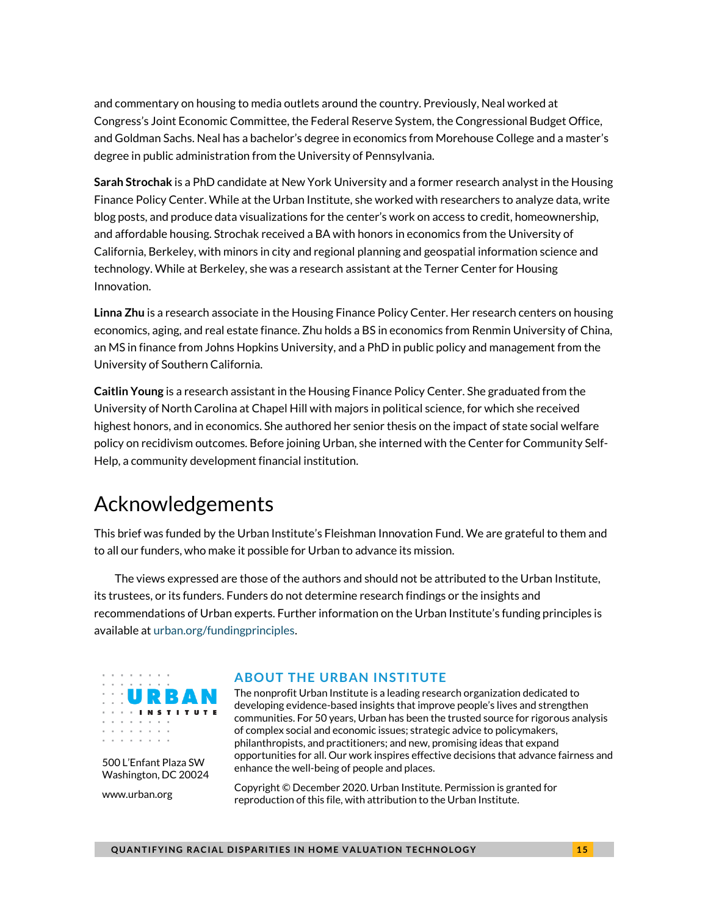and commentary on housing to media outlets around the country. Previously, Neal worked at Congress's Joint Economic Committee, the Federal Reserve System, the Congressional Budget Office, and Goldman Sachs. Neal has a bachelor's degree in economics from Morehouse College and a master's degree in public administration from the University of Pennsylvania.

**Sarah Strochak** is a PhD candidate at New York University and a former research analyst in the Housing Finance Policy Center. While at the Urban Institute, she worked with researchers to analyze data, write blog posts, and produce data visualizations for the center's work on access to credit, homeownership, and affordable housing. Strochak received a BA with honors in economics from the University of California, Berkeley, with minors in city and regional planning and geospatial information science and technology. While at Berkeley, she was a research assistant at the Terner Center for Housing Innovation.

**Linna Zhu** is a research associate in the Housing Finance Policy Center. Her research centers on housing economics, aging, and real estate finance. Zhu holds a BS in economics from Renmin University of China, an MS in finance from Johns Hopkins University, and a PhD in public policy and management from the University of Southern California.

**Caitlin Young** is a research assistant in the Housing Finance Policy Center. She graduated from the University of North Carolina at Chapel Hill with majors in political science, for which she received highest honors, and in economics. She authored her senior thesis on the impact of state social welfare policy on recidivism outcomes. Before joining Urban, she interned with the Center for Community Self-Help, a community development financial institution.

## Acknowledgements

This brief was funded by the Urban Institute's Fleishman Innovation Fund. We are grateful to them and to all our funders, who make it possible for Urban to advance its mission.

The views expressed are those of the authors and should not be attributed to the Urban Institute, its trustees, or its funders. Funders do not determine research findings or the insights and recommendations of Urban experts. Further information on the Urban Institute's funding principles is available at urban.org/fundingprinciples.

URBAN INSTITUTE

500 L'Enfant Plaza SW
Washington, DC 20024

www.urban.org

### ABOUT THE URBAN INSTITUTE

The nonprofit Urban Institute is a leading research organization dedicated to developing evidence-based insights that improve people's lives and strengthen communities. For 50 years, Urban has been the trusted source for rigorous analysis of complex social and economic issues; strategic advice to policymakers, philanthropists, and practitioners; and new, promising ideas that expand opportunities for all. Our work inspires effective decisions that advance fairness and enhance the well-being of people and places.

Copyright © December 2020. Urban Institute. Permission is granted for reproduction of this file, with attribution to the Urban Institute.